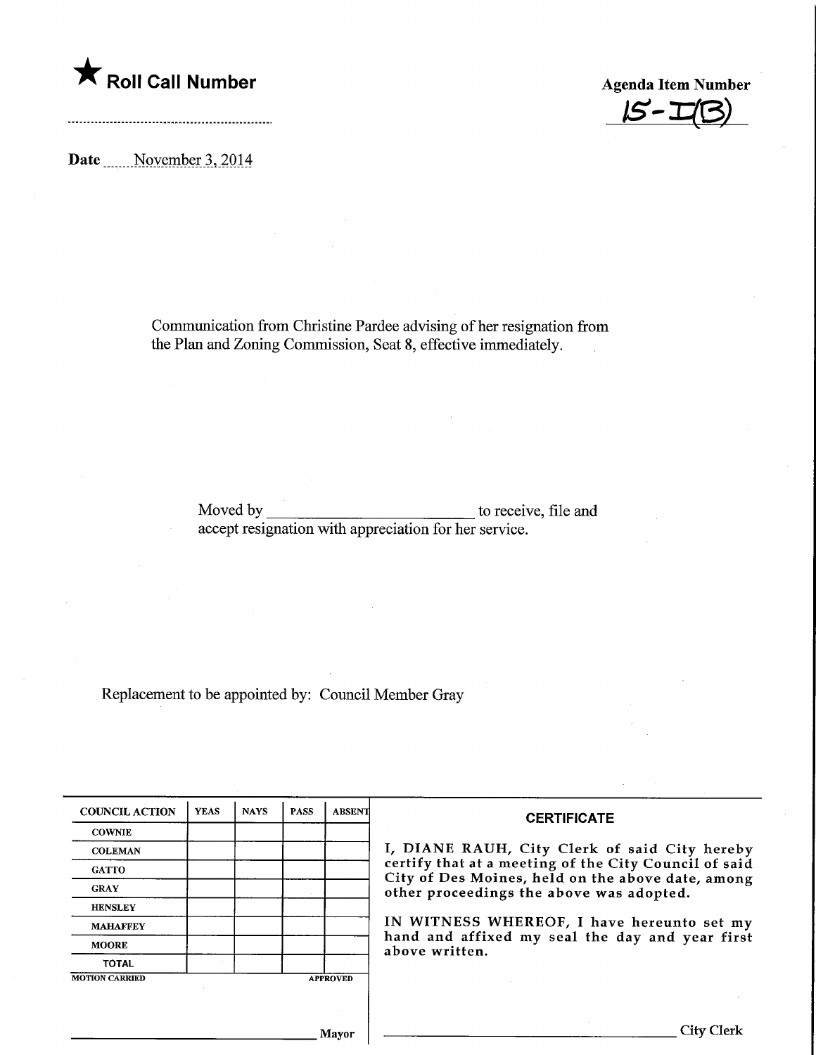★ **Roll Call Number**

**Agenda Item Number**

15-I(B)

**Date** November 3, 2014

Communication from Christine Pardee advising of her resignation from the Plan and Zoning Commission, Seat 8, effective immediately.

Moved by ________________________ to receive, file and accept resignation with appreciation for her service.

Replacement to be appointed by: Council Member Gray

| COUNCIL ACTION | YEAS | NAYS | PASS | ABSENT |
|---|---|---|---|---|
| COWNIE | | | | |
| COLEMAN | | | | |
| GATTO | | | | |
| GRAY | | | | |
| HENSLEY | | | | |
| MAHAFFEY | | | | |
| MOORE | | | | |
| TOTAL | | | | |
| MOTION CARRIED | | | | APPROVED |

________________________ Mayor

**CERTIFICATE**

I, DIANE RAUH, City Clerk of said City hereby certify that at a meeting of the City Council of said City of Des Moines, held on the above date, among other proceedings the above was adopted.

IN WITNESS WHEREOF, I have hereunto set my hand and affixed my seal the day and year first above written.

________________________ City Clerk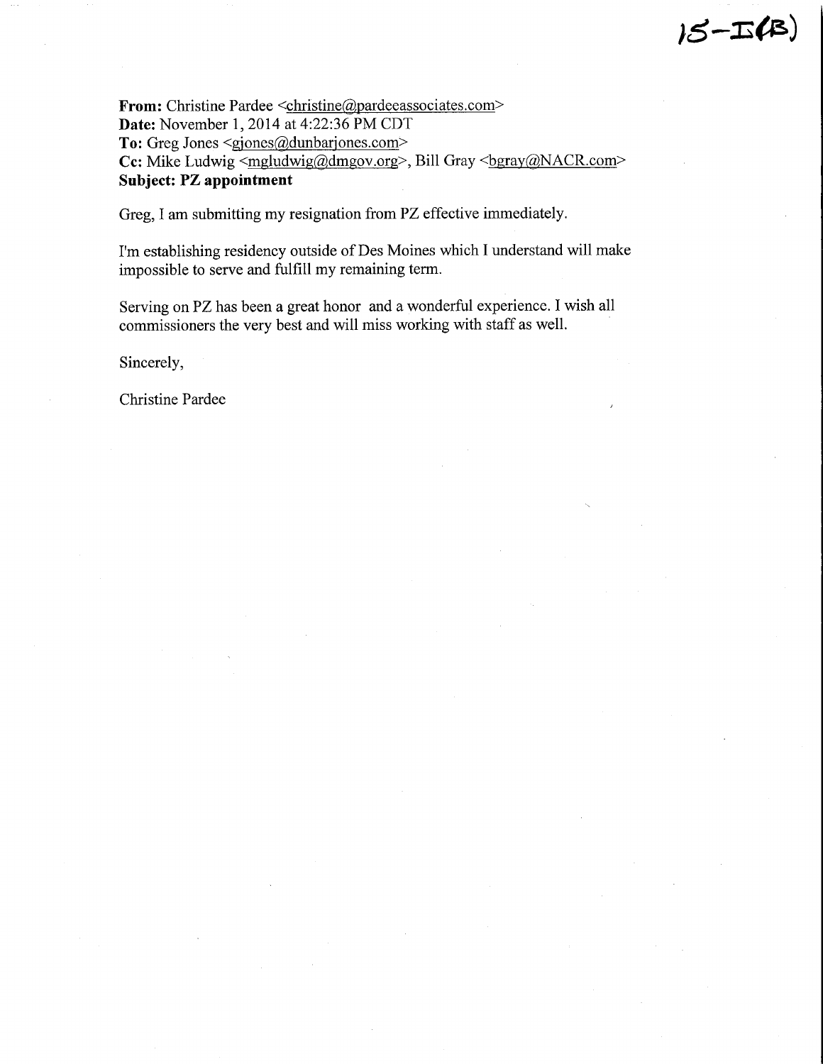15-I(B)

**From:** Christine Pardee <christine@pardeeassociates.com>
**Date:** November 1, 2014 at 4:22:36 PM CDT
**To:** Greg Jones <gjones@dunbarjones.com>
**Cc:** Mike Ludwig <mgludwig@dmgov.org>, Bill Gray <bgray@NACR.com>
**Subject: PZ appointment**

Greg, I am submitting my resignation from PZ effective immediately.

I'm establishing residency outside of Des Moines which I understand will make impossible to serve and fulfill my remaining term.

Serving on PZ has been a great honor and a wonderful experience. I wish all commissioners the very best and will miss working with staff as well.

Sincerely,

Christine Pardee